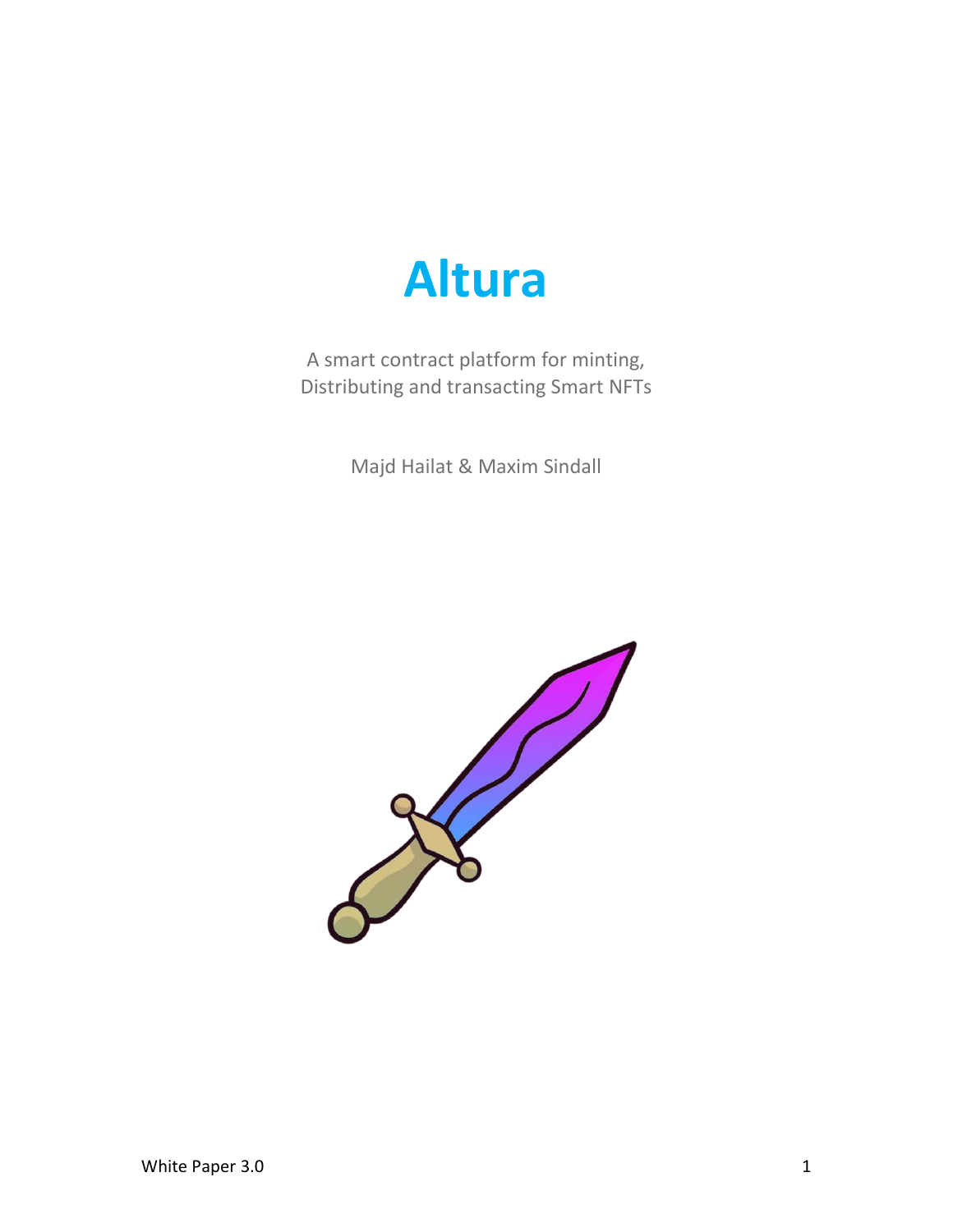# Altura

A smart contract platform for minting,
Distributing and transacting Smart NFTs

Majd Hailat & Maxim Sindall

White Paper 3.0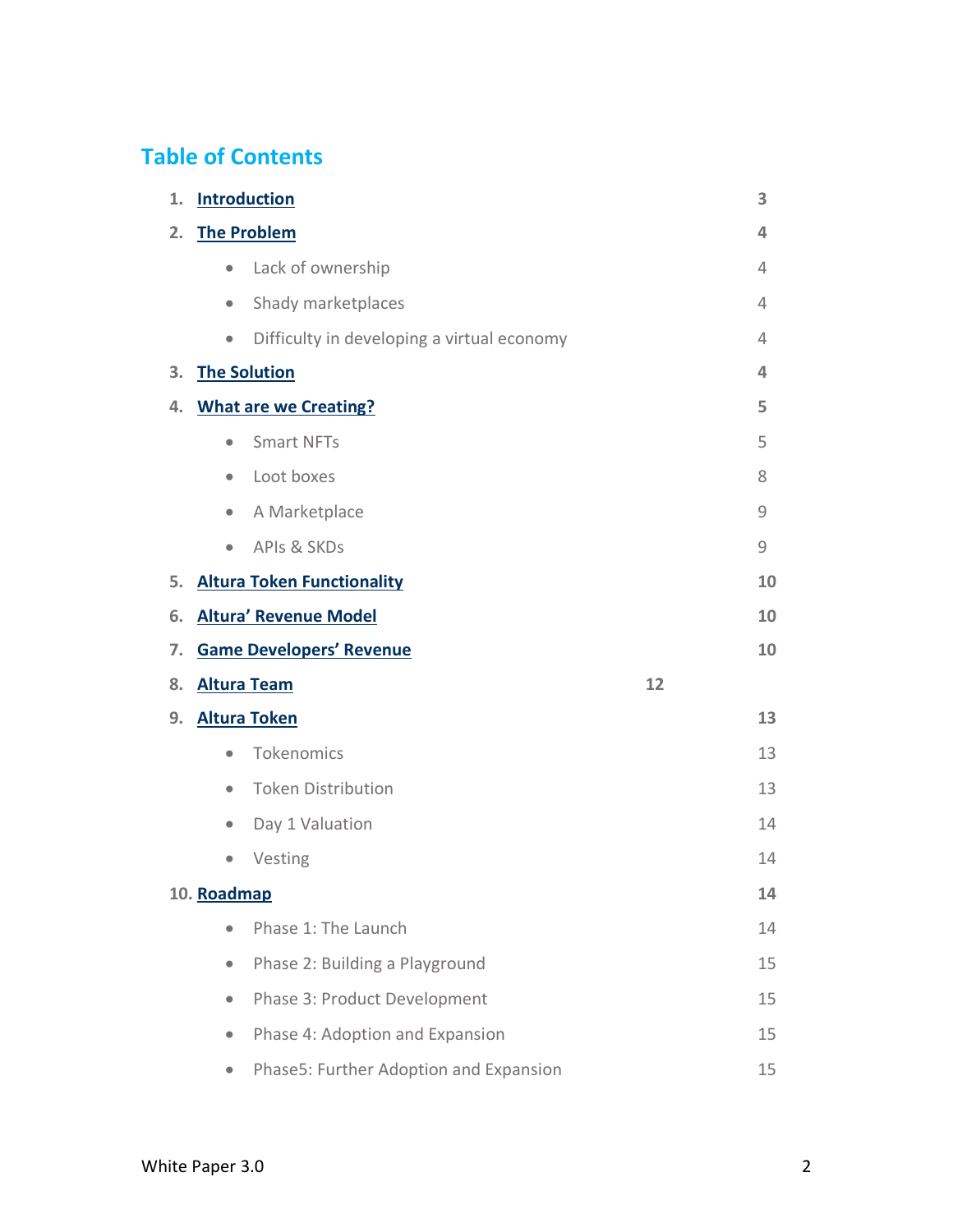## Table of Contents

1. **Introduction** 3
2. **The Problem** 4
   - Lack of ownership 4
   - Shady marketplaces 4
   - Difficulty in developing a virtual economy 4
3. **The Solution** 4
4. **What are we Creating?** 5
   - Smart NFTs 5
   - Loot boxes 8
   - A Marketplace 9
   - APIs & SKDs 9
5. **Altura Token Functionality** 10
6. **Altura' Revenue Model** 10
7. **Game Developers' Revenue** 10
8. **Altura Team** 12
9. **Altura Token** 13
   - Tokenomics 13
   - Token Distribution 13
   - Day 1 Valuation 14
   - Vesting 14
10. **Roadmap** 14
    - Phase 1: The Launch 14
    - Phase 2: Building a Playground 15
    - Phase 3: Product Development 15
    - Phase 4: Adoption and Expansion 15
    - Phase5: Further Adoption and Expansion 15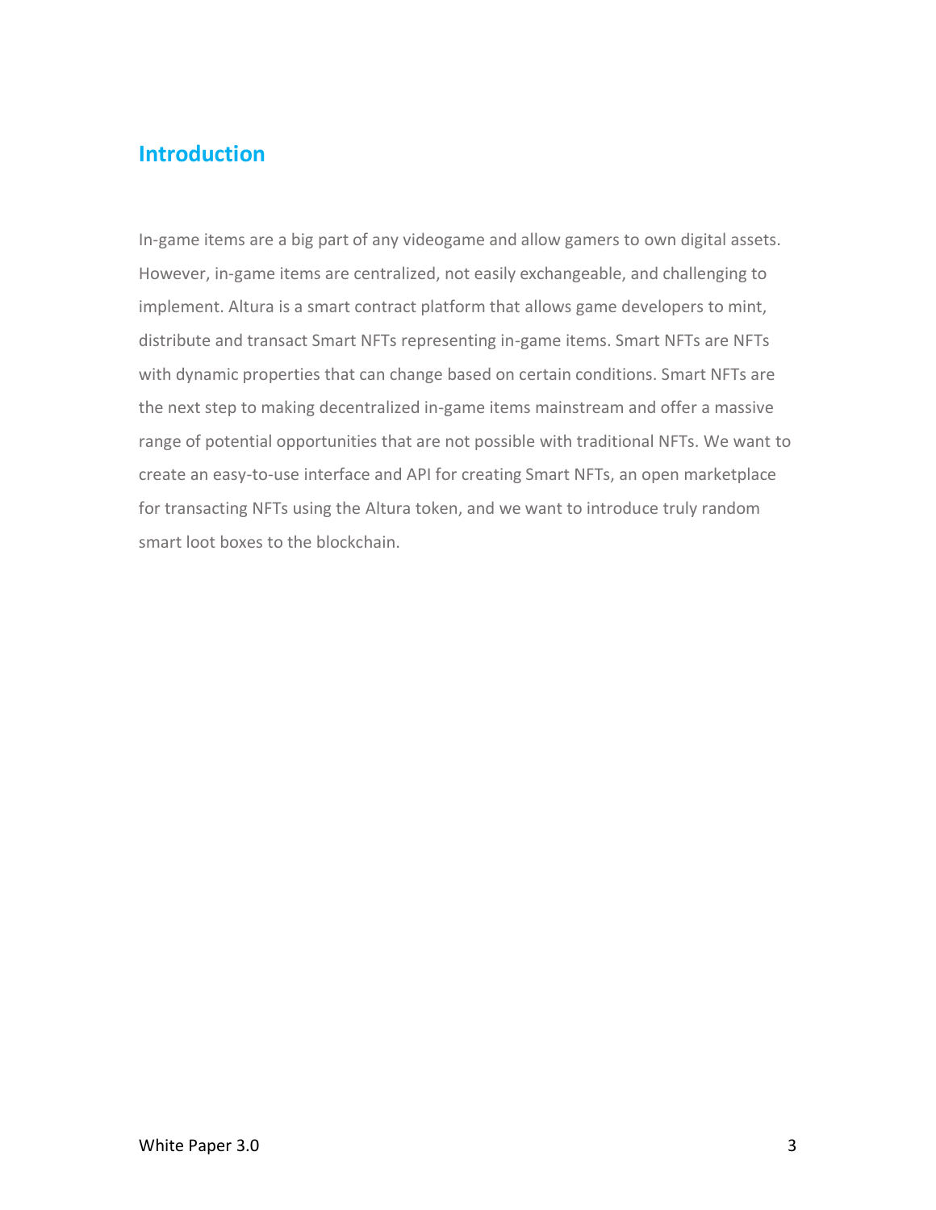## Introduction

In-game items are a big part of any videogame and allow gamers to own digital assets. However, in-game items are centralized, not easily exchangeable, and challenging to implement. Altura is a smart contract platform that allows game developers to mint, distribute and transact Smart NFTs representing in-game items. Smart NFTs are NFTs with dynamic properties that can change based on certain conditions. Smart NFTs are the next step to making decentralized in-game items mainstream and offer a massive range of potential opportunities that are not possible with traditional NFTs. We want to create an easy-to-use interface and API for creating Smart NFTs, an open marketplace for transacting NFTs using the Altura token, and we want to introduce truly random smart loot boxes to the blockchain.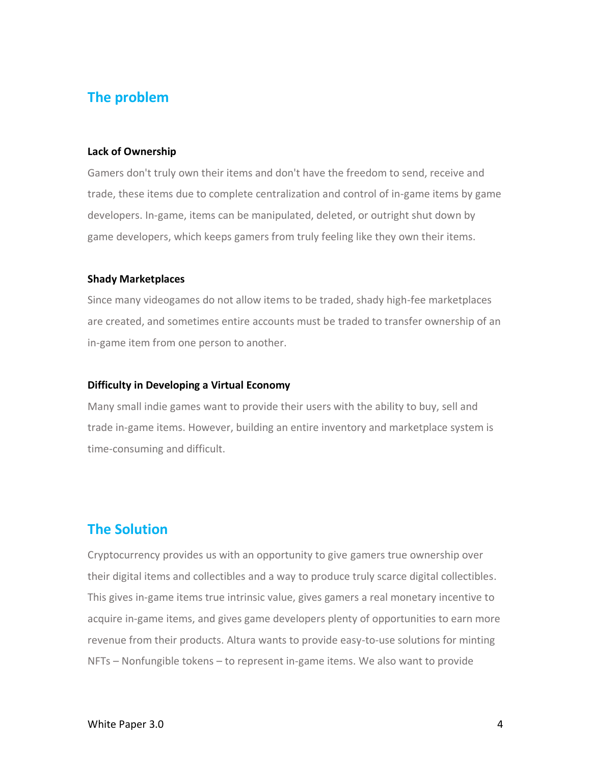## The problem

**Lack of Ownership**

Gamers don't truly own their items and don't have the freedom to send, receive and trade, these items due to complete centralization and control of in-game items by game developers. In-game, items can be manipulated, deleted, or outright shut down by game developers, which keeps gamers from truly feeling like they own their items.

**Shady Marketplaces**

Since many videogames do not allow items to be traded, shady high-fee marketplaces are created, and sometimes entire accounts must be traded to transfer ownership of an in-game item from one person to another.

**Difficulty in Developing a Virtual Economy**

Many small indie games want to provide their users with the ability to buy, sell and trade in-game items. However, building an entire inventory and marketplace system is time-consuming and difficult.

## The Solution

Cryptocurrency provides us with an opportunity to give gamers true ownership over their digital items and collectibles and a way to produce truly scarce digital collectibles. This gives in-game items true intrinsic value, gives gamers a real monetary incentive to acquire in-game items, and gives game developers plenty of opportunities to earn more revenue from their products. Altura wants to provide easy-to-use solutions for minting NFTs – Nonfungible tokens – to represent in-game items. We also want to provide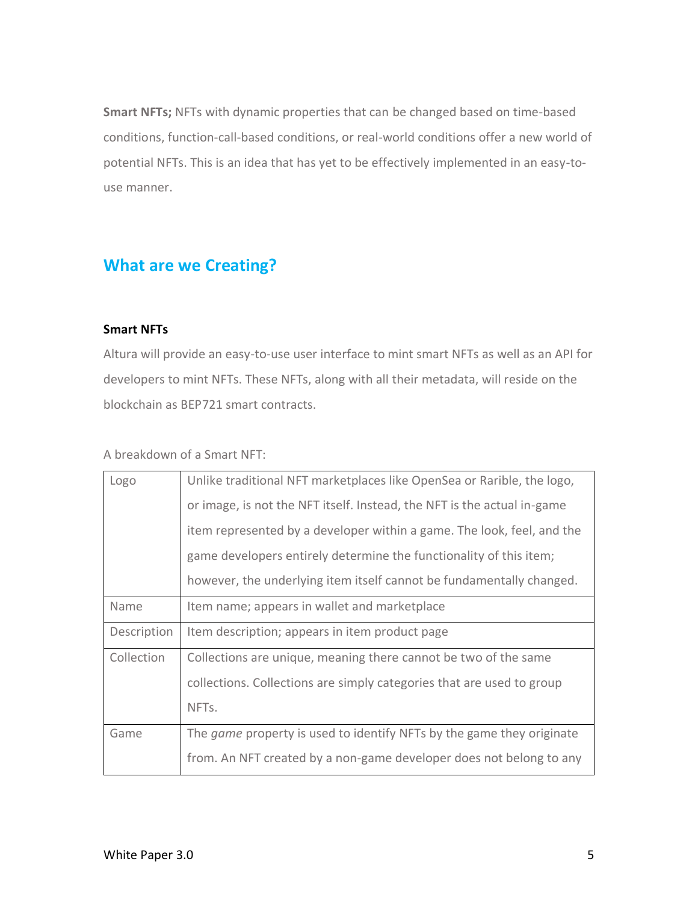**Smart NFTs;** NFTs with dynamic properties that can be changed based on time-based conditions, function-call-based conditions, or real-world conditions offer a new world of potential NFTs. This is an idea that has yet to be effectively implemented in an easy-to-use manner.

## What are we Creating?

### Smart NFTs

Altura will provide an easy-to-use user interface to mint smart NFTs as well as an API for developers to mint NFTs. These NFTs, along with all their metadata, will reside on the blockchain as BEP721 smart contracts.

A breakdown of a Smart NFT:

| | |
|---|---|
| Logo | Unlike traditional NFT marketplaces like OpenSea or Rarible, the logo, or image, is not the NFT itself. Instead, the NFT is the actual in-game item represented by a developer within a game. The look, feel, and the game developers entirely determine the functionality of this item; however, the underlying item itself cannot be fundamentally changed. |
| Name | Item name; appears in wallet and marketplace |
| Description | Item description; appears in item product page |
| Collection | Collections are unique, meaning there cannot be two of the same collections. Collections are simply categories that are used to group NFTs. |
| Game | The *game* property is used to identify NFTs by the game they originate from. An NFT created by a non-game developer does not belong to any |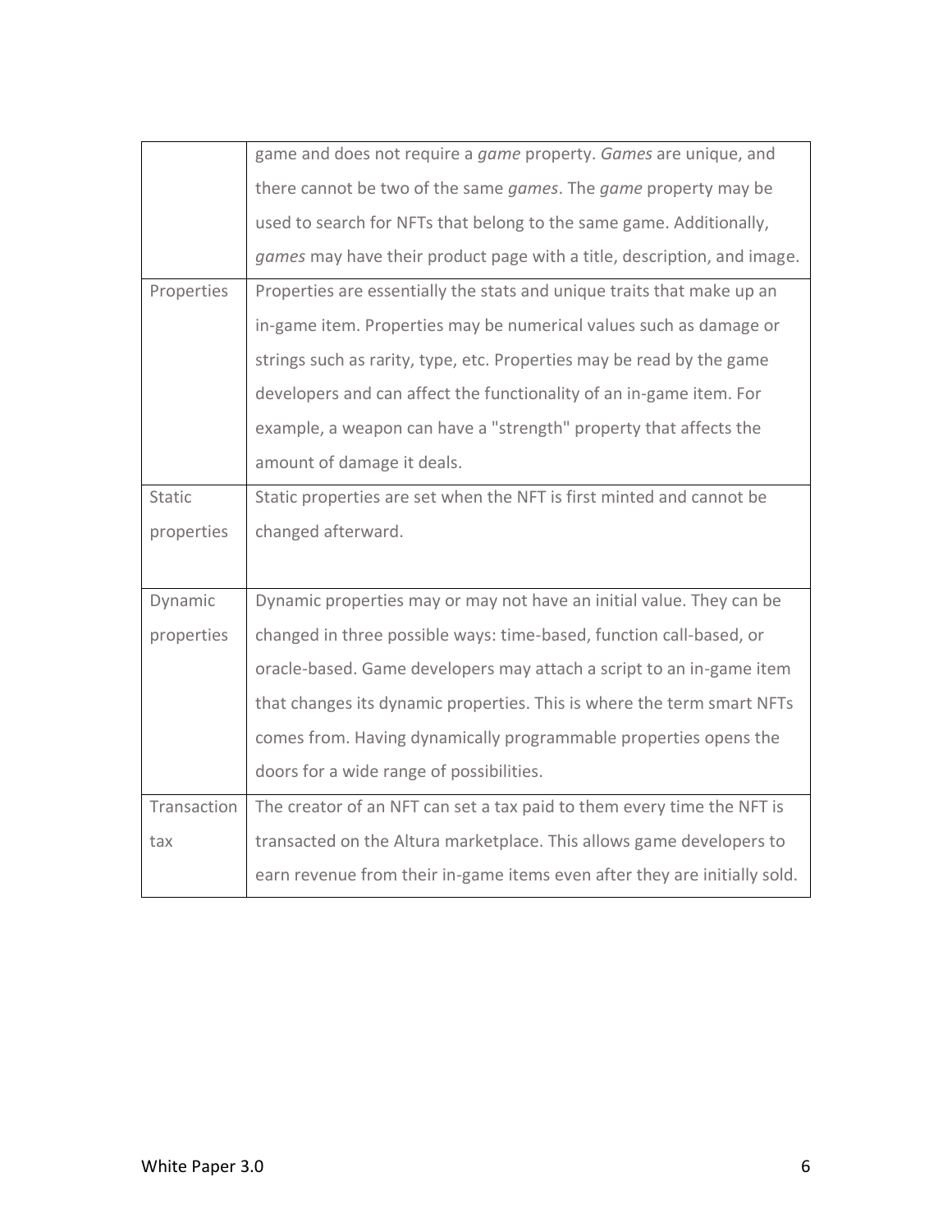| | |
|---|---|
| | game and does not require a *game* property. *Games* are unique, and there cannot be two of the same *games*. The *game* property may be used to search for NFTs that belong to the same game. Additionally, *games* may have their product page with a title, description, and image. |
| Properties | Properties are essentially the stats and unique traits that make up an in-game item. Properties may be numerical values such as damage or strings such as rarity, type, etc. Properties may be read by the game developers and can affect the functionality of an in-game item. For example, a weapon can have a "strength" property that affects the amount of damage it deals. |
| Static properties | Static properties are set when the NFT is first minted and cannot be changed afterward. |
| Dynamic properties | Dynamic properties may or may not have an initial value. They can be changed in three possible ways: time-based, function call-based, or oracle-based. Game developers may attach a script to an in-game item that changes its dynamic properties. This is where the term smart NFTs comes from. Having dynamically programmable properties opens the doors for a wide range of possibilities. |
| Transaction tax | The creator of an NFT can set a tax paid to them every time the NFT is transacted on the Altura marketplace. This allows game developers to earn revenue from their in-game items even after they are initially sold. |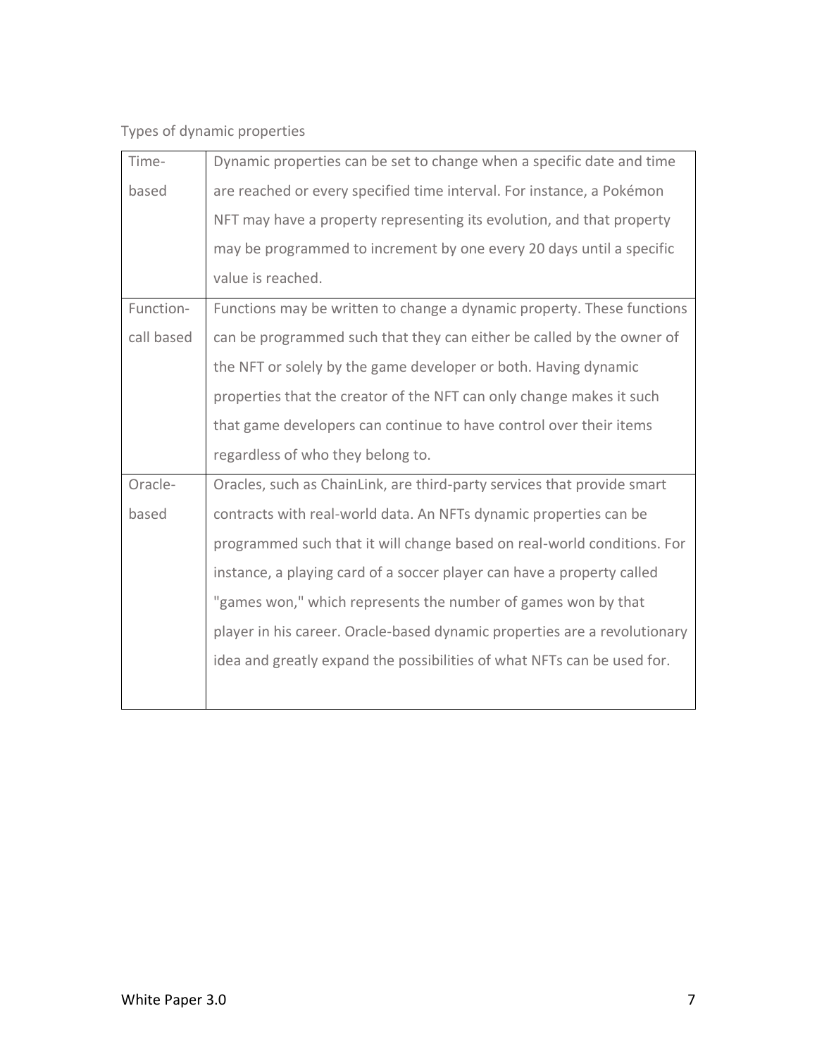Types of dynamic properties

| | |
|---|---|
| Time-based | Dynamic properties can be set to change when a specific date and time are reached or every specified time interval. For instance, a Pokémon NFT may have a property representing its evolution, and that property may be programmed to increment by one every 20 days until a specific value is reached. |
| Function-call based | Functions may be written to change a dynamic property. These functions can be programmed such that they can either be called by the owner of the NFT or solely by the game developer or both. Having dynamic properties that the creator of the NFT can only change makes it such that game developers can continue to have control over their items regardless of who they belong to. |
| Oracle-based | Oracles, such as ChainLink, are third-party services that provide smart contracts with real-world data. An NFTs dynamic properties can be programmed such that it will change based on real-world conditions. For instance, a playing card of a soccer player can have a property called "games won," which represents the number of games won by that player in his career. Oracle-based dynamic properties are a revolutionary idea and greatly expand the possibilities of what NFTs can be used for. |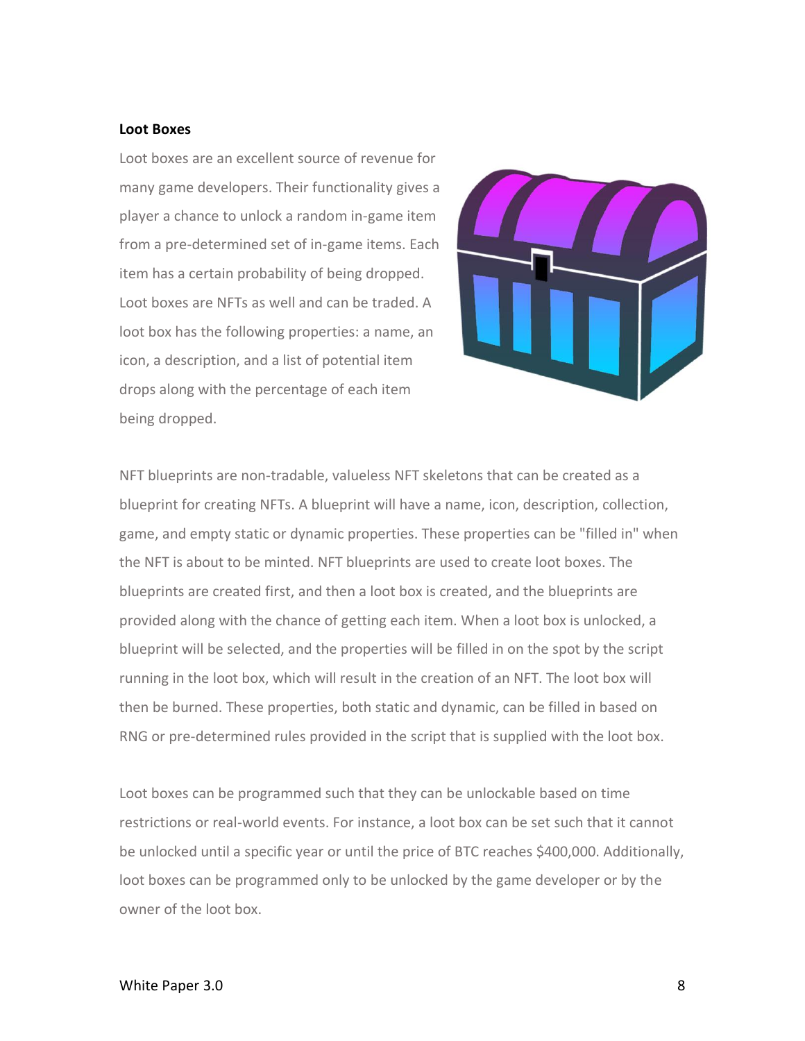**Loot Boxes**

Loot boxes are an excellent source of revenue for many game developers. Their functionality gives a player a chance to unlock a random in-game item from a pre-determined set of in-game items. Each item has a certain probability of being dropped. Loot boxes are NFTs as well and can be traded. A loot box has the following properties: a name, an icon, a description, and a list of potential item drops along with the percentage of each item being dropped.

NFT blueprints are non-tradable, valueless NFT skeletons that can be created as a blueprint for creating NFTs. A blueprint will have a name, icon, description, collection, game, and empty static or dynamic properties. These properties can be "filled in" when the NFT is about to be minted. NFT blueprints are used to create loot boxes. The blueprints are created first, and then a loot box is created, and the blueprints are provided along with the chance of getting each item. When a loot box is unlocked, a blueprint will be selected, and the properties will be filled in on the spot by the script running in the loot box, which will result in the creation of an NFT. The loot box will then be burned. These properties, both static and dynamic, can be filled in based on RNG or pre-determined rules provided in the script that is supplied with the loot box.

Loot boxes can be programmed such that they can be unlockable based on time restrictions or real-world events. For instance, a loot box can be set such that it cannot be unlocked until a specific year or until the price of BTC reaches $400,000. Additionally, loot boxes can be programmed only to be unlocked by the game developer or by the owner of the loot box.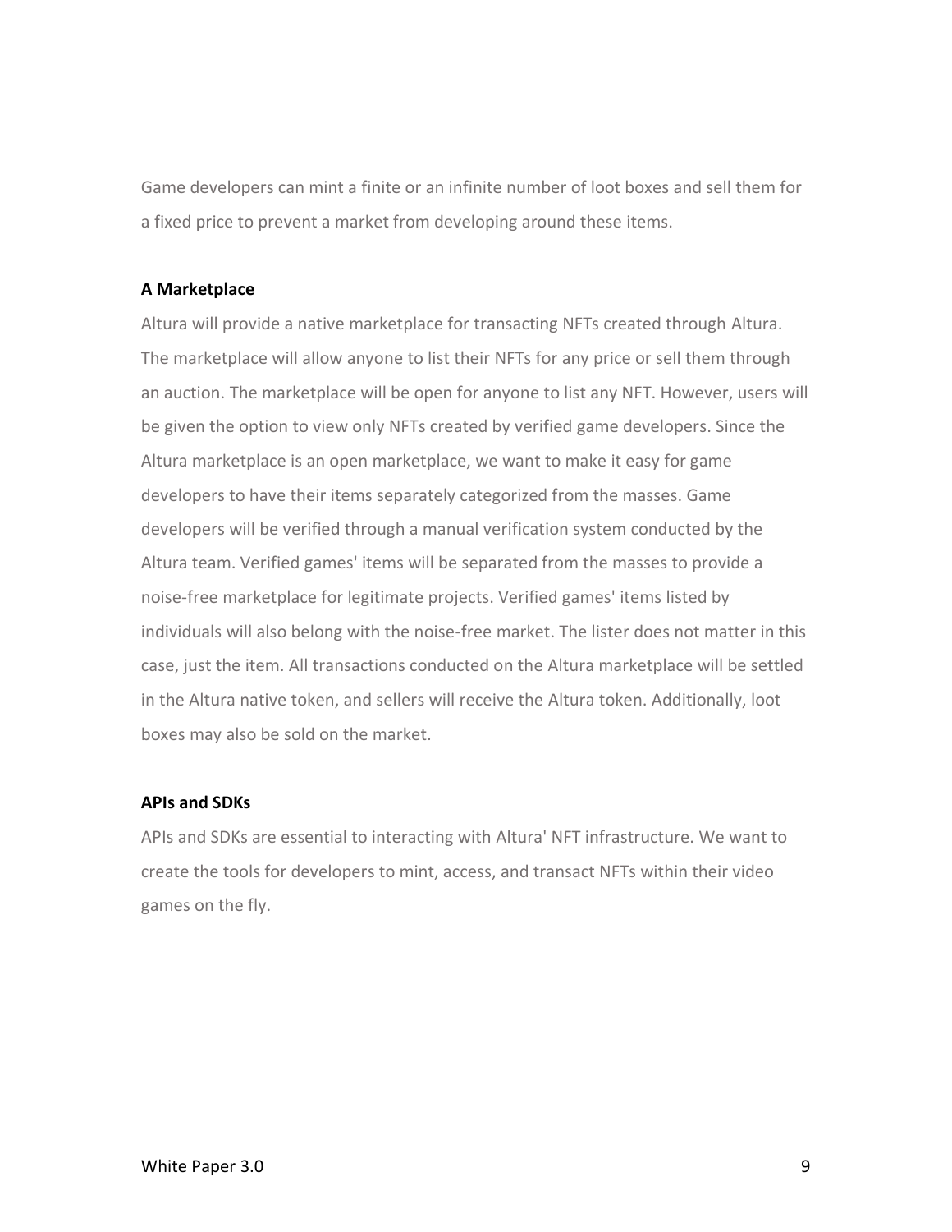Game developers can mint a finite or an infinite number of loot boxes and sell them for a fixed price to prevent a market from developing around these items.

**A Marketplace**

Altura will provide a native marketplace for transacting NFTs created through Altura. The marketplace will allow anyone to list their NFTs for any price or sell them through an auction. The marketplace will be open for anyone to list any NFT. However, users will be given the option to view only NFTs created by verified game developers. Since the Altura marketplace is an open marketplace, we want to make it easy for game developers to have their items separately categorized from the masses. Game developers will be verified through a manual verification system conducted by the Altura team. Verified games' items will be separated from the masses to provide a noise-free marketplace for legitimate projects. Verified games' items listed by individuals will also belong with the noise-free market. The lister does not matter in this case, just the item. All transactions conducted on the Altura marketplace will be settled in the Altura native token, and sellers will receive the Altura token. Additionally, loot boxes may also be sold on the market.

**APIs and SDKs**

APIs and SDKs are essential to interacting with Altura' NFT infrastructure. We want to create the tools for developers to mint, access, and transact NFTs within their video games on the fly.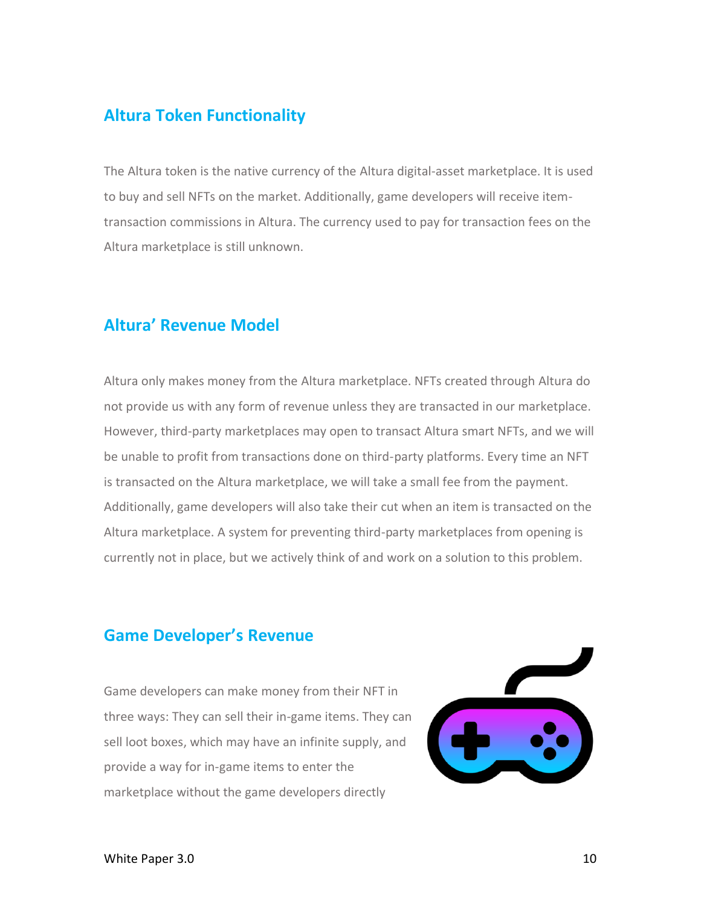## Altura Token Functionality

The Altura token is the native currency of the Altura digital-asset marketplace. It is used to buy and sell NFTs on the market. Additionally, game developers will receive item-transaction commissions in Altura. The currency used to pay for transaction fees on the Altura marketplace is still unknown.

## Altura' Revenue Model

Altura only makes money from the Altura marketplace. NFTs created through Altura do not provide us with any form of revenue unless they are transacted in our marketplace. However, third-party marketplaces may open to transact Altura smart NFTs, and we will be unable to profit from transactions done on third-party platforms. Every time an NFT is transacted on the Altura marketplace, we will take a small fee from the payment. Additionally, game developers will also take their cut when an item is transacted on the Altura marketplace. A system for preventing third-party marketplaces from opening is currently not in place, but we actively think of and work on a solution to this problem.

## Game Developer's Revenue

Game developers can make money from their NFT in three ways: They can sell their in-game items. They can sell loot boxes, which may have an infinite supply, and provide a way for in-game items to enter the marketplace without the game developers directly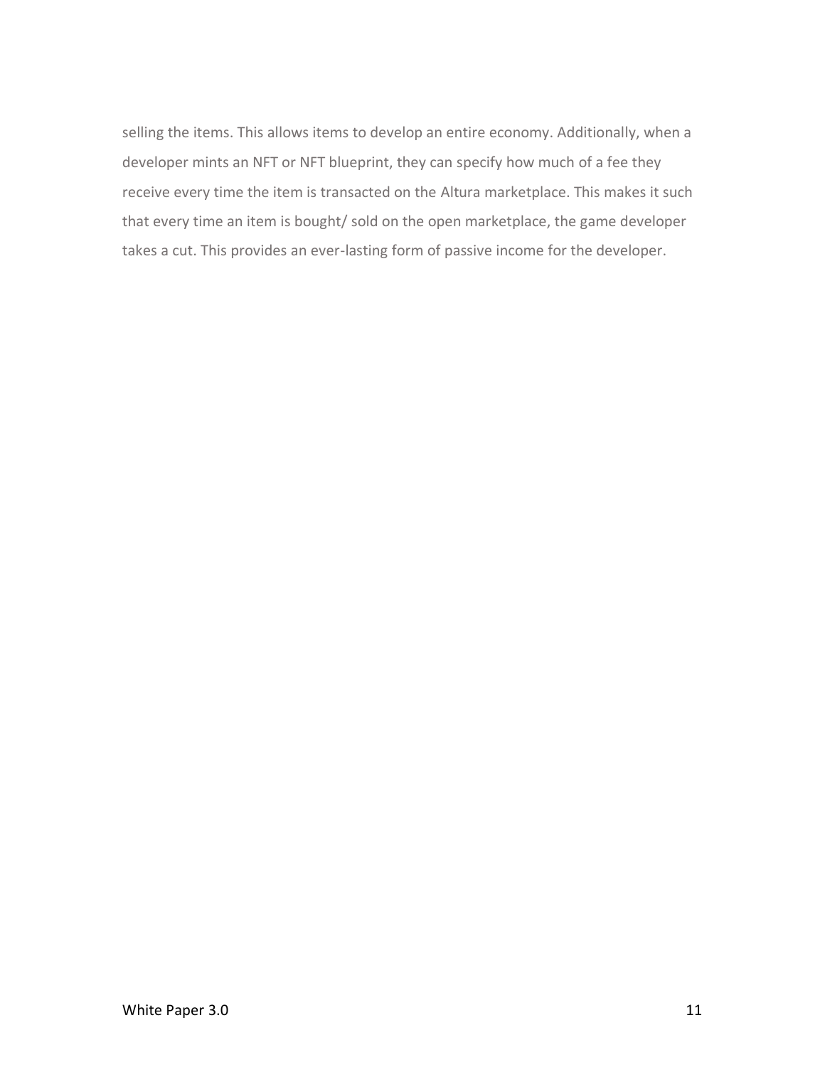selling the items. This allows items to develop an entire economy. Additionally, when a developer mints an NFT or NFT blueprint, they can specify how much of a fee they receive every time the item is transacted on the Altura marketplace. This makes it such that every time an item is bought/ sold on the open marketplace, the game developer takes a cut. This provides an ever-lasting form of passive income for the developer.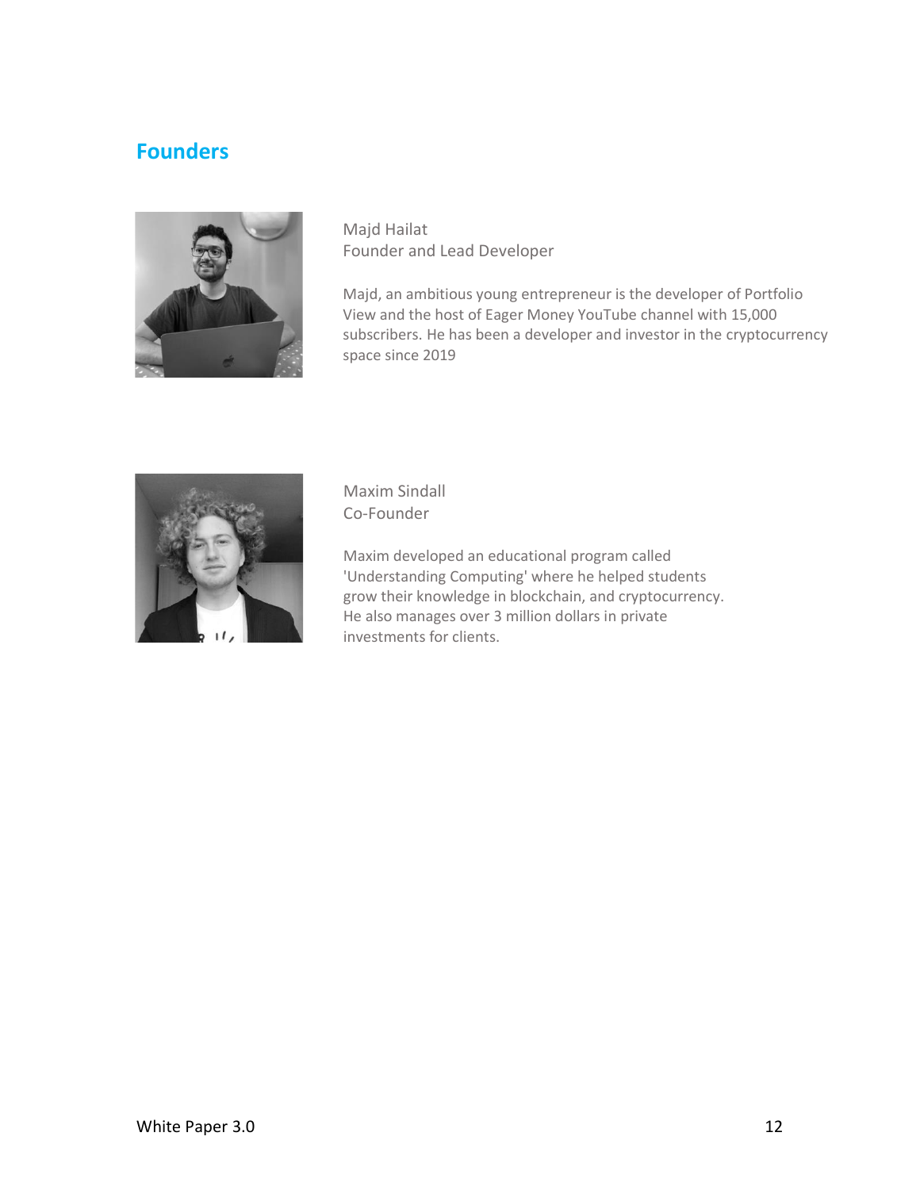## Founders

Majd Hailat
Founder and Lead Developer

Majd, an ambitious young entrepreneur is the developer of Portfolio View and the host of Eager Money YouTube channel with 15,000 subscribers. He has been a developer and investor in the cryptocurrency space since 2019

Maxim Sindall
Co-Founder

Maxim developed an educational program called 'Understanding Computing' where he helped students grow their knowledge in blockchain, and cryptocurrency. He also manages over 3 million dollars in private investments for clients.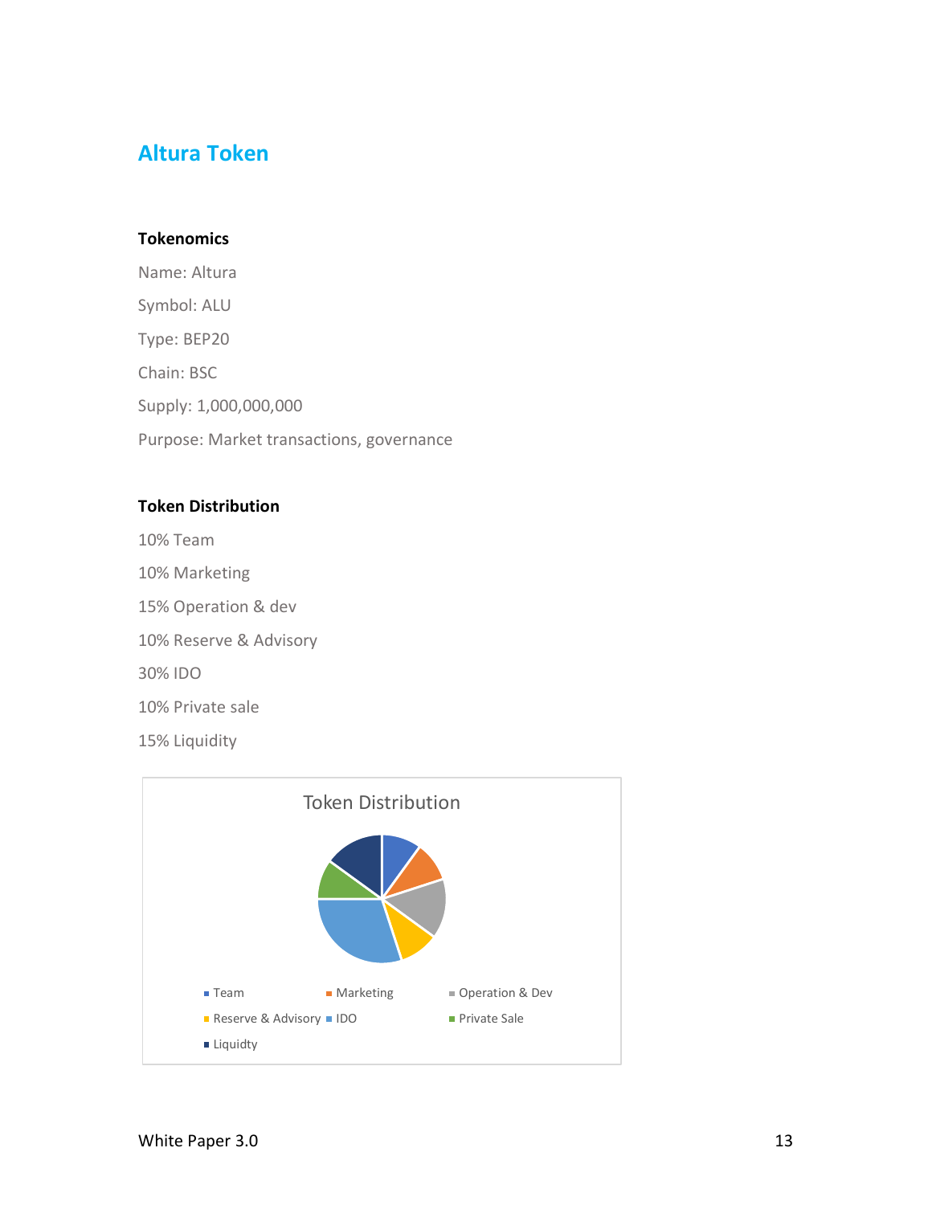## Altura Token

### Tokenomics

Name: Altura

Symbol: ALU

Type: BEP20

Chain: BSC

Supply: 1,000,000,000

Purpose: Market transactions, governance

### Token Distribution

10% Team

10% Marketing

15% Operation & dev

10% Reserve & Advisory

30% IDO

10% Private sale

15% Liquidity

Token Distribution

Team, Marketing, Operation & Dev, Reserve & Advisory, IDO, Private Sale, Liquidty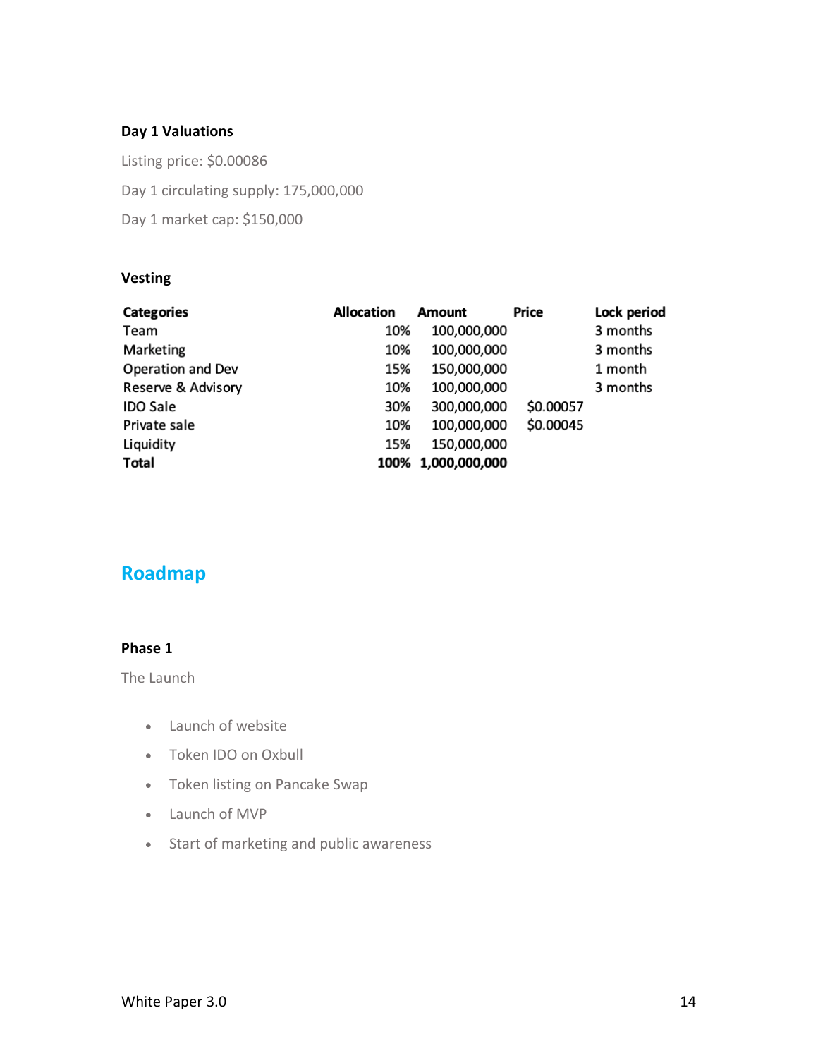### Day 1 Valuations

Listing price: $0.00086

Day 1 circulating supply: 175,000,000

Day 1 market cap: $150,000

### Vesting

| Categories | Allocation | Amount | Price | Lock period |
|---|---|---|---|---|
| Team | 10% | 100,000,000 | | 3 months |
| Marketing | 10% | 100,000,000 | | 3 months |
| Operation and Dev | 15% | 150,000,000 | | 1 month |
| Reserve & Advisory | 10% | 100,000,000 | | 3 months |
| IDO Sale | 30% | 300,000,000 | $0.00057 | |
| Private sale | 10% | 100,000,000 | $0.00045 | |
| Liquidity | 15% | 150,000,000 | | |
| **Total** | **100%** | **1,000,000,000** | | |

## Roadmap

### Phase 1

The Launch

- Launch of website
- Token IDO on Oxbull
- Token listing on Pancake Swap
- Launch of MVP
- Start of marketing and public awareness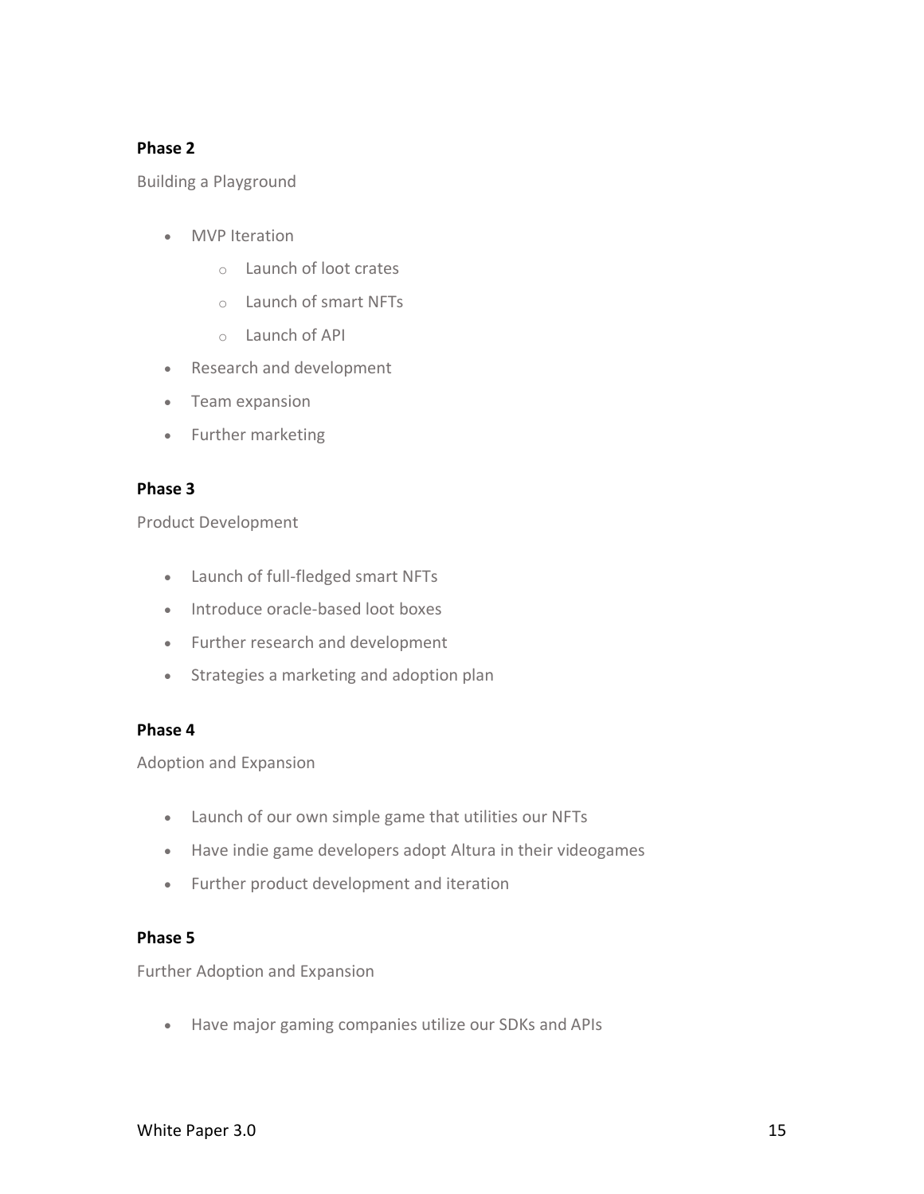**Phase 2**

Building a Playground

- MVP Iteration
  - Launch of loot crates
  - Launch of smart NFTs
  - Launch of API
- Research and development
- Team expansion
- Further marketing

**Phase 3**

Product Development

- Launch of full-fledged smart NFTs
- Introduce oracle-based loot boxes
- Further research and development
- Strategies a marketing and adoption plan

**Phase 4**

Adoption and Expansion

- Launch of our own simple game that utilities our NFTs
- Have indie game developers adopt Altura in their videogames
- Further product development and iteration

**Phase 5**

Further Adoption and Expansion

- Have major gaming companies utilize our SDKs and APIs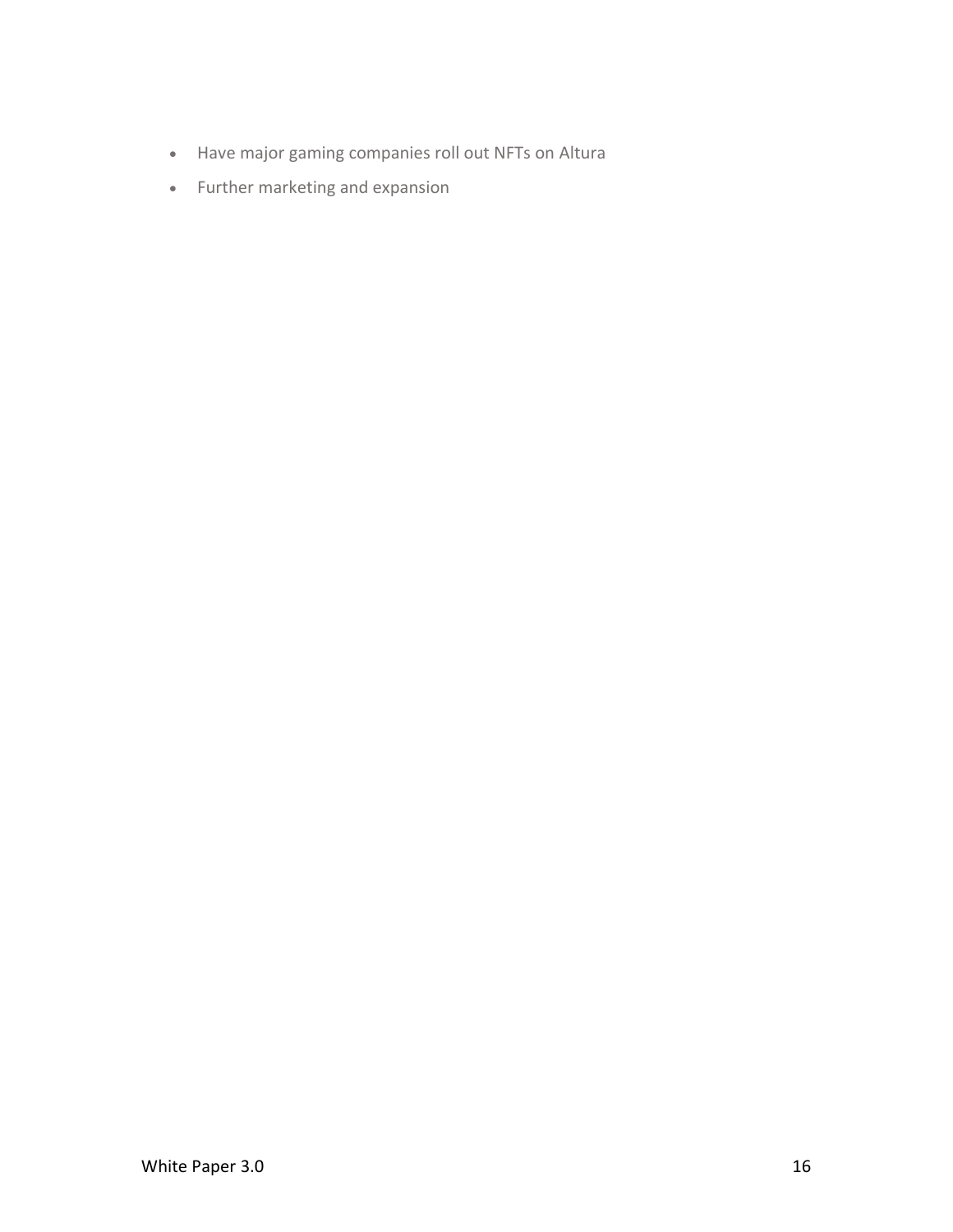- Have major gaming companies roll out NFTs on Altura
- Further marketing and expansion